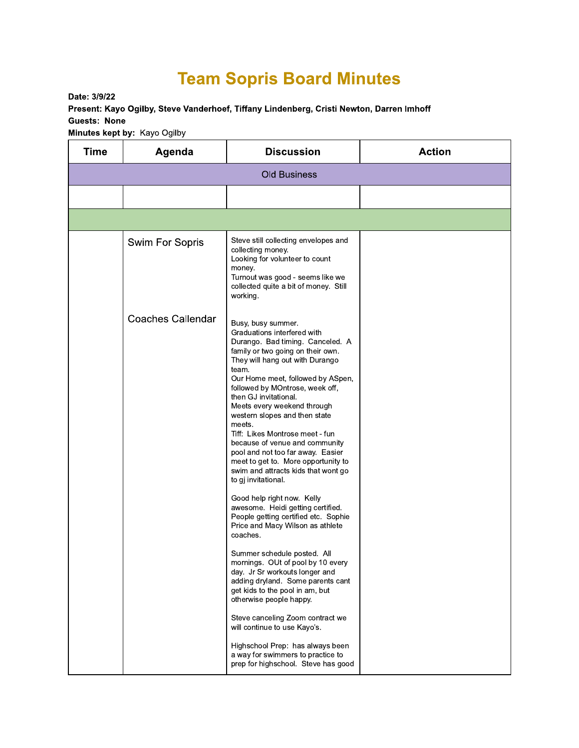# Team Sopris Board Minutes

**Date: 3/9/22**
**Present: Kayo Ogilby, Steve Vanderhoef, Tiffany Lindenberg, Cristi Newton, Darren Imhoff**
**Guests: None**
**Minutes kept by:** Kayo Ogilby

| Time | Agenda | Discussion | Action |
|---|---|---|---|
| Old Business | | | |
| | | | |
| | | | |
| | Swim For Sopris | Steve still collecting envelopes and collecting money.<br>Looking for volunteer to count money.<br>Turnout was good - seems like we collected quite a bit of money. Still working. | |
| | Coaches Callendar | Busy, busy summer.<br>Graduations interfered with Durango. Bad timing. Canceled. A family or two going on their own. They will hang out with Durango team.<br>Our Home meet, followed by ASpen, followed by MOntrose, week off, then GJ invitational.<br>Meets every weekend through western slopes and then state meets.<br>Tiff: Likes Montrose meet - fun because of venue and community pool and not too far away. Easier meet to get to. More opportunity to swim and attracts kids that wont go to gj invitational.<br><br>Good help right now. Kelly awesome. Heidi getting certified. People getting certified etc. Sophie Price and Macy Wilson as athlete coaches.<br><br>Summer schedule posted. All mornings. OUt of pool by 10 every day. Jr Sr workouts longer and adding dryland. Some parents cant get kids to the pool in am, but otherwise people happy.<br><br>Steve canceling Zoom contract we will continue to use Kayo's.<br><br>Highschool Prep: has always been a way for swimmers to practice to prep for highschool. Steve has good | |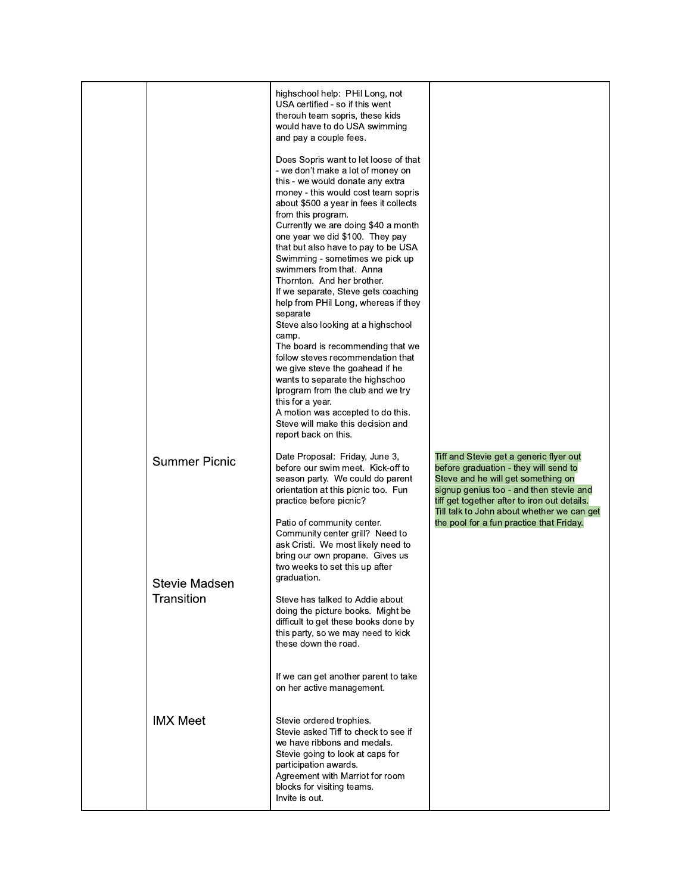| | | | |
|---|---|---|---|
| | | highschool help: PHil Long, not USA certified - so if this went therouh team sopris, these kids would have to do USA swimming and pay a couple fees.<br><br>Does Sopris want to let loose of that - we don't make a lot of money on this - we would donate any extra money - this would cost team sopris about $500 a year in fees it collects from this program.<br>Currently we are doing $40 a month one year we did $100. They pay that but also have to pay to be USA Swimming - sometimes we pick up swimmers from that. Anna Thornton. And her brother.<br>If we separate, Steve gets coaching help from PHil Long, whereas if they separate<br>Steve also looking at a highschool camp.<br>The board is recommending that we follow steves recommendation that we give steve the goahead if he wants to separate the highschoo lprogram from the club and we try this for a year.<br>A motion was accepted to do this. Steve will make this decision and report back on this. | |
| | Summer Picnic | Date Proposal: Friday, June 3, before our swim meet. Kick-off to season party. We could do parent orientation at this picnic too. Fun practice before picnic?<br><br>Patio of community center. Community center grill? Need to ask Cristi. We most likely need to bring our own propane. Gives us two weeks to set this up after graduation. | Tiff and Stevie get a generic flyer out before graduation - they will send to Steve and he will get something on signup genius too - and then stevie and tiff get together after to iron out details. Till talk to John about whether we can get the pool for a fun practice that Friday. |
| | Stevie Madsen Transition | Steve has talked to Addie about doing the picture books. Might be difficult to get these books done by this party, so we may need to kick these down the road.<br><br>If we can get another parent to take on her active management. | |
| | IMX Meet | Stevie ordered trophies.<br>Stevie asked Tiff to check to see if we have ribbons and medals.<br>Stevie going to look at caps for participation awards.<br>Agreement with Marriot for room blocks for visiting teams.<br>Invite is out. | |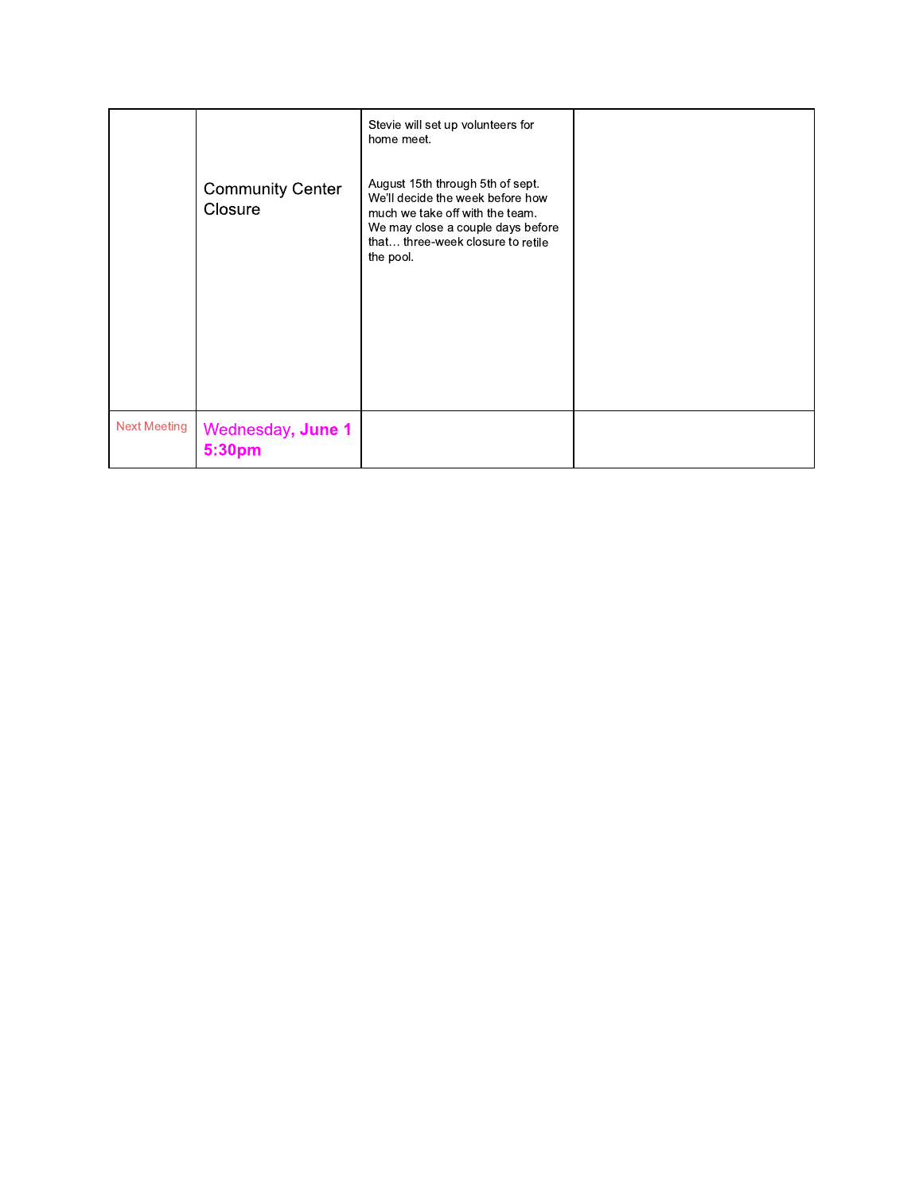| | | | |
|---|---|---|---|
| | Community Center Closure | Stevie will set up volunteers for home meet.<br><br>August 15th through 5th of sept. We'll decide the week before how much we take off with the team. We may close a couple days before that… three-week closure to retile the pool. | |
| Next Meeting | Wednesday, **June 1 5:30pm** | | |